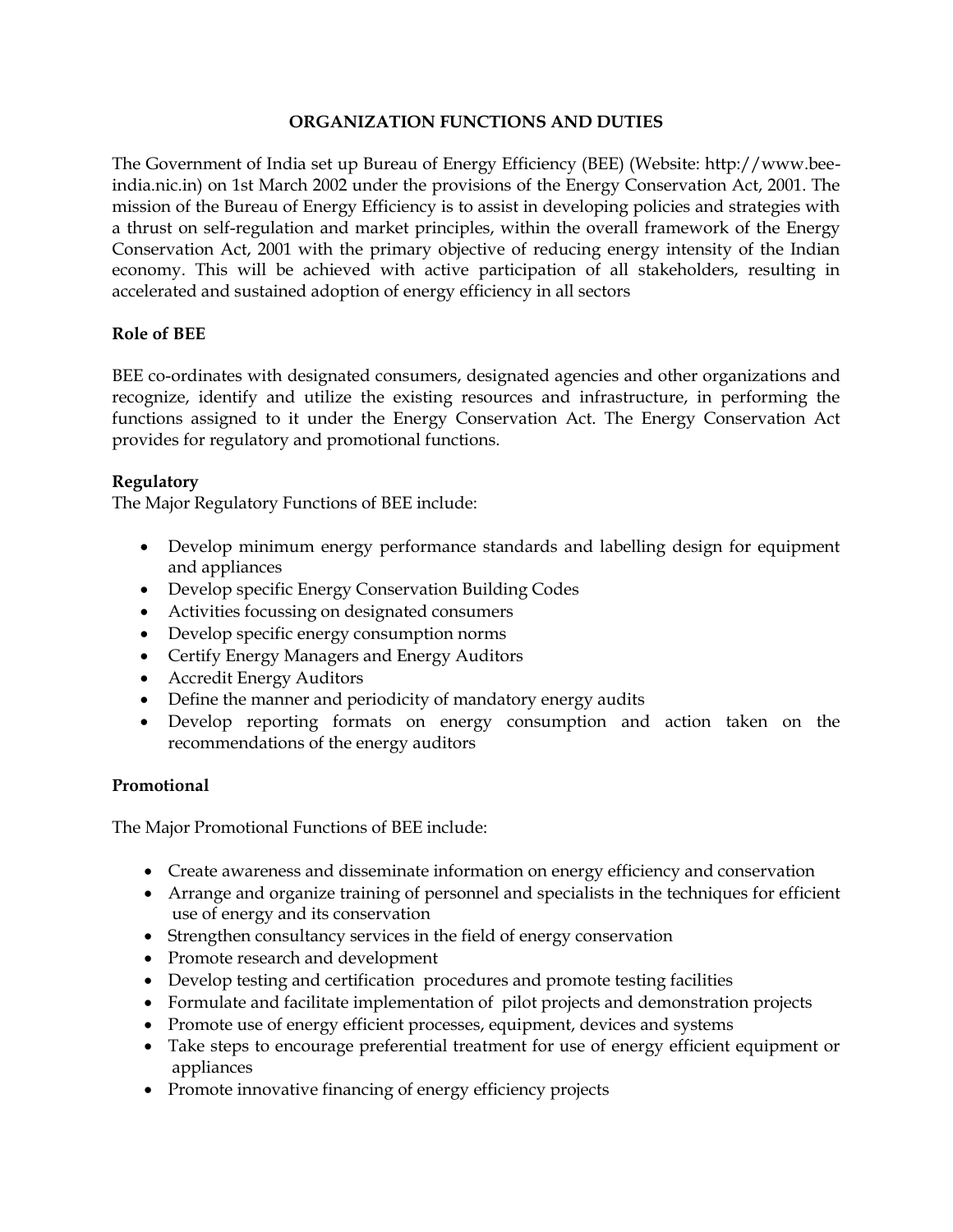# ORGANIZATION FUNCTIONS AND DUTIES

The Government of India set up Bureau of Energy Efficiency (BEE) (Website: http://www.bee-india.nic.in) on 1st March 2002 under the provisions of the Energy Conservation Act, 2001. The mission of the Bureau of Energy Efficiency is to assist in developing policies and strategies with a thrust on self-regulation and market principles, within the overall framework of the Energy Conservation Act, 2001 with the primary objective of reducing energy intensity of the Indian economy. This will be achieved with active participation of all stakeholders, resulting in accelerated and sustained adoption of energy efficiency in all sectors

## Role of BEE

BEE co-ordinates with designated consumers, designated agencies and other organizations and recognize, identify and utilize the existing resources and infrastructure, in performing the functions assigned to it under the Energy Conservation Act. The Energy Conservation Act provides for regulatory and promotional functions.

### Regulatory

The Major Regulatory Functions of BEE include:

- Develop minimum energy performance standards and labelling design for equipment and appliances
- Develop specific Energy Conservation Building Codes
- Activities focussing on designated consumers
- Develop specific energy consumption norms
- Certify Energy Managers and Energy Auditors
- Accredit Energy Auditors
- Define the manner and periodicity of mandatory energy audits
- Develop reporting formats on energy consumption and action taken on the recommendations of the energy auditors

### Promotional

The Major Promotional Functions of BEE include:

- Create awareness and disseminate information on energy efficiency and conservation
- Arrange and organize training of personnel and specialists in the techniques for efficient use of energy and its conservation
- Strengthen consultancy services in the field of energy conservation
- Promote research and development
- Develop testing and certification procedures and promote testing facilities
- Formulate and facilitate implementation of pilot projects and demonstration projects
- Promote use of energy efficient processes, equipment, devices and systems
- Take steps to encourage preferential treatment for use of energy efficient equipment or appliances
- Promote innovative financing of energy efficiency projects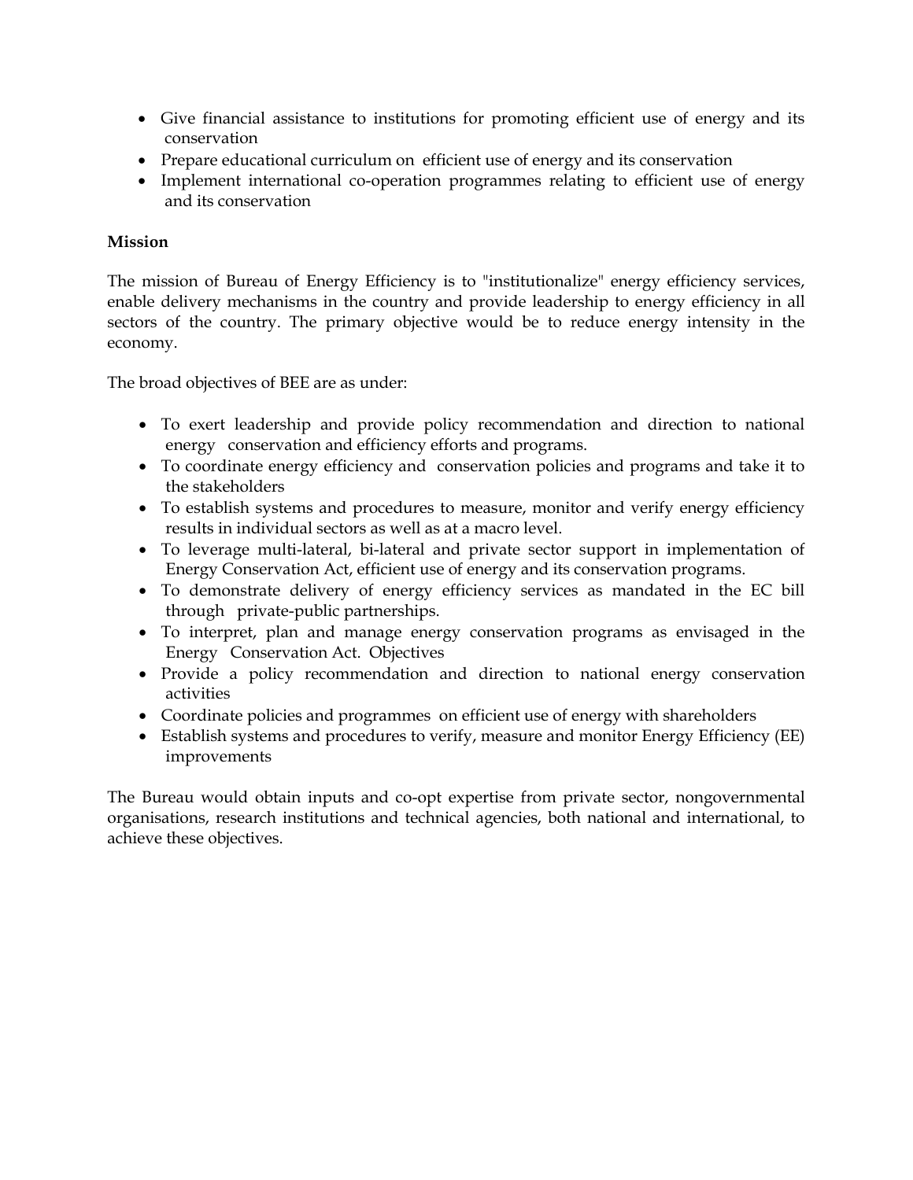- Give financial assistance to institutions for promoting efficient use of energy and its conservation
- Prepare educational curriculum on efficient use of energy and its conservation
- Implement international co-operation programmes relating to efficient use of energy and its conservation

**Mission**

The mission of Bureau of Energy Efficiency is to "institutionalize" energy efficiency services, enable delivery mechanisms in the country and provide leadership to energy efficiency in all sectors of the country. The primary objective would be to reduce energy intensity in the economy.

The broad objectives of BEE are as under:

- To exert leadership and provide policy recommendation and direction to national energy conservation and efficiency efforts and programs.
- To coordinate energy efficiency and conservation policies and programs and take it to the stakeholders
- To establish systems and procedures to measure, monitor and verify energy efficiency results in individual sectors as well as at a macro level.
- To leverage multi-lateral, bi-lateral and private sector support in implementation of Energy Conservation Act, efficient use of energy and its conservation programs.
- To demonstrate delivery of energy efficiency services as mandated in the EC bill through private-public partnerships.
- To interpret, plan and manage energy conservation programs as envisaged in the Energy Conservation Act. Objectives
- Provide a policy recommendation and direction to national energy conservation activities
- Coordinate policies and programmes on efficient use of energy with shareholders
- Establish systems and procedures to verify, measure and monitor Energy Efficiency (EE) improvements

The Bureau would obtain inputs and co-opt expertise from private sector, nongovernmental organisations, research institutions and technical agencies, both national and international, to achieve these objectives.